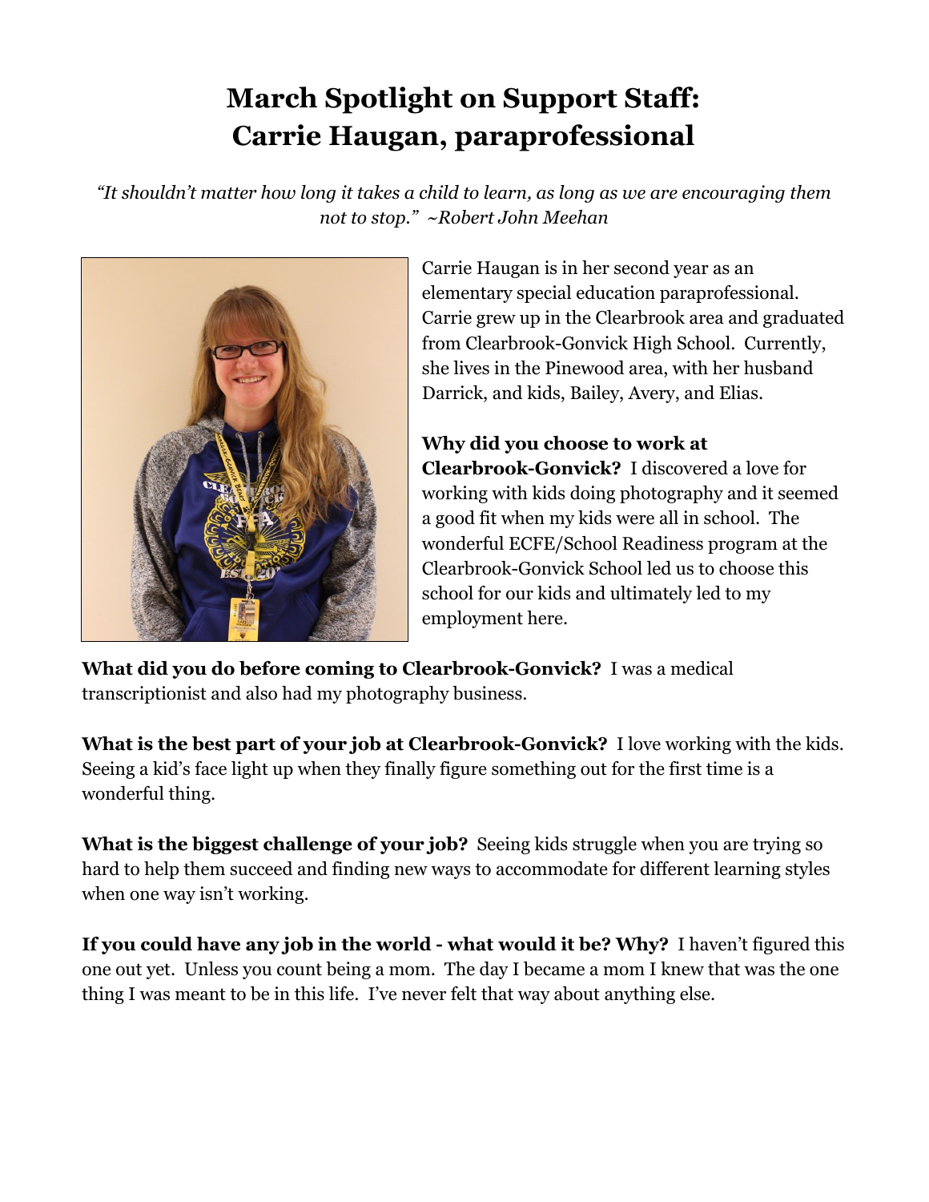# March Spotlight on Support Staff:
# Carrie Haugan, paraprofessional

*"It shouldn't matter how long it takes a child to learn, as long as we are encouraging them not to stop." ~Robert John Meehan*

Carrie Haugan is in her second year as an elementary special education paraprofessional. Carrie grew up in the Clearbrook area and graduated from Clearbrook-Gonvick High School. Currently, she lives in the Pinewood area, with her husband Darrick, and kids, Bailey, Avery, and Elias.

**Why did you choose to work at Clearbrook-Gonvick?** I discovered a love for working with kids doing photography and it seemed a good fit when my kids were all in school. The wonderful ECFE/School Readiness program at the Clearbrook-Gonvick School led us to choose this school for our kids and ultimately led to my employment here.

**What did you do before coming to Clearbrook-Gonvick?** I was a medical transcriptionist and also had my photography business.

**What is the best part of your job at Clearbrook-Gonvick?** I love working with the kids. Seeing a kid's face light up when they finally figure something out for the first time is a wonderful thing.

**What is the biggest challenge of your job?** Seeing kids struggle when you are trying so hard to help them succeed and finding new ways to accommodate for different learning styles when one way isn't working.

**If you could have any job in the world - what would it be? Why?** I haven't figured this one out yet. Unless you count being a mom. The day I became a mom I knew that was the one thing I was meant to be in this life. I've never felt that way about anything else.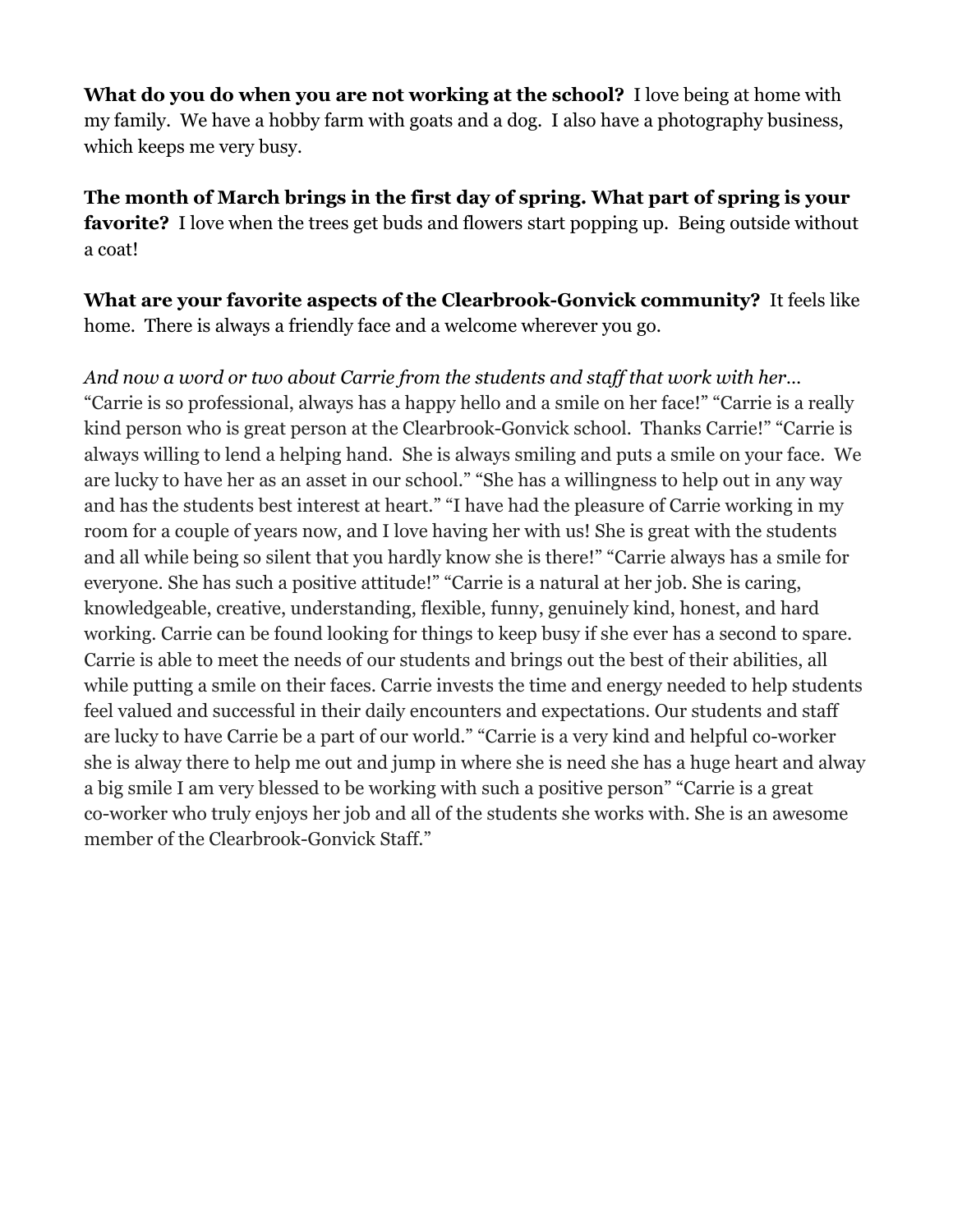**What do you do when you are not working at the school?** I love being at home with my family. We have a hobby farm with goats and a dog. I also have a photography business, which keeps me very busy.

**The month of March brings in the first day of spring. What part of spring is your favorite?** I love when the trees get buds and flowers start popping up. Being outside without a coat!

**What are your favorite aspects of the Clearbrook-Gonvick community?** It feels like home. There is always a friendly face and a welcome wherever you go.

*And now a word or two about Carrie from the students and staff that work with her…*
"Carrie is so professional, always has a happy hello and a smile on her face!" "Carrie is a really kind person who is great person at the Clearbrook-Gonvick school. Thanks Carrie!" "Carrie is always willing to lend a helping hand. She is always smiling and puts a smile on your face. We are lucky to have her as an asset in our school." "She has a willingness to help out in any way and has the students best interest at heart." "I have had the pleasure of Carrie working in my room for a couple of years now, and I love having her with us! She is great with the students and all while being so silent that you hardly know she is there!" "Carrie always has a smile for everyone. She has such a positive attitude!" "Carrie is a natural at her job. She is caring, knowledgeable, creative, understanding, flexible, funny, genuinely kind, honest, and hard working. Carrie can be found looking for things to keep busy if she ever has a second to spare. Carrie is able to meet the needs of our students and brings out the best of their abilities, all while putting a smile on their faces. Carrie invests the time and energy needed to help students feel valued and successful in their daily encounters and expectations. Our students and staff are lucky to have Carrie be a part of our world." "Carrie is a very kind and helpful co-worker she is alway there to help me out and jump in where she is need she has a huge heart and alway a big smile I am very blessed to be working with such a positive person" "Carrie is a great co-worker who truly enjoys her job and all of the students she works with. She is an awesome member of the Clearbrook-Gonvick Staff."